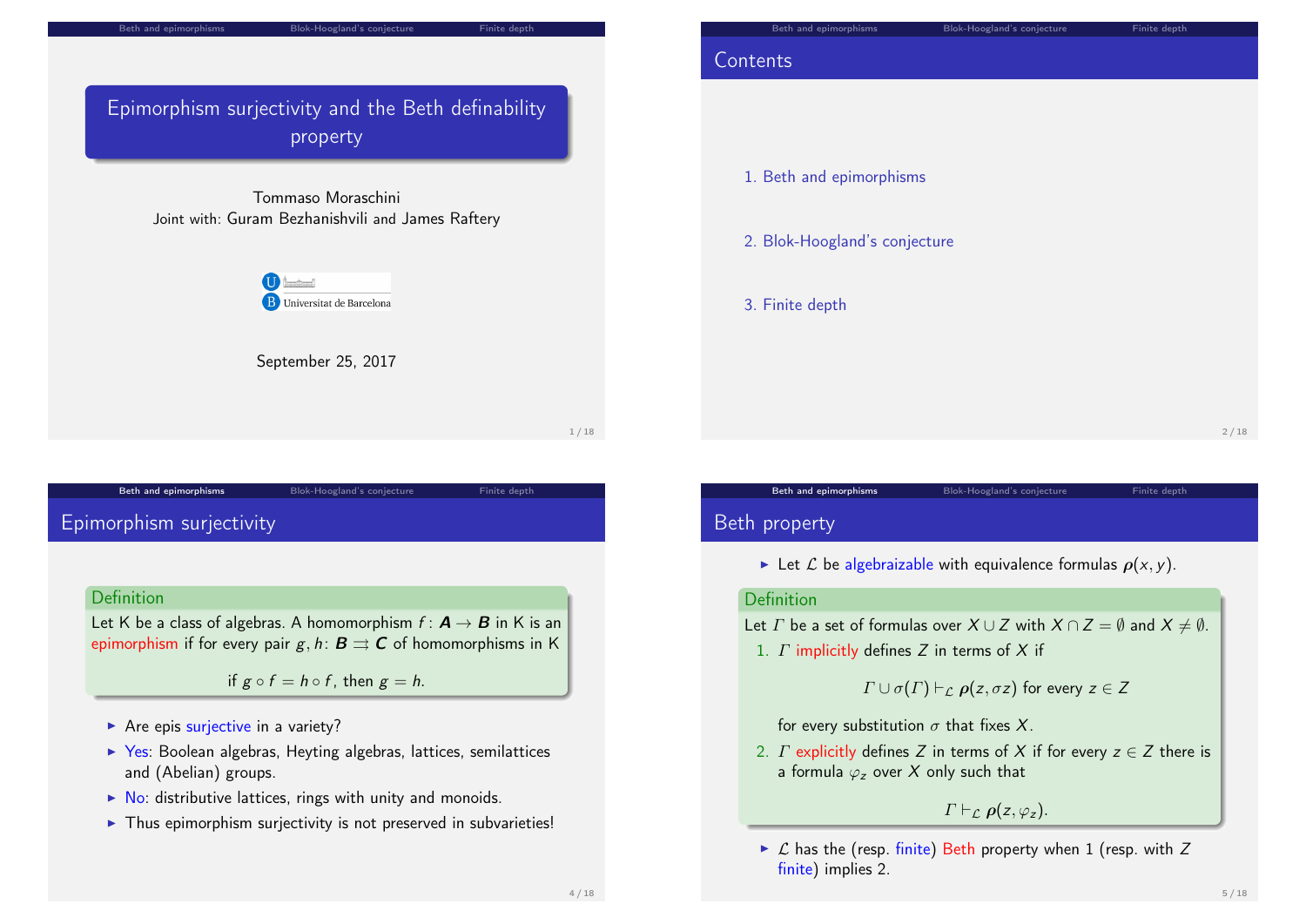# Epimorphism surjectivity and the Beth definability property

Tommaso Moraschini
Joint with: Guram Bezhanishvili and James Raftery

Universitat de Barcelona

September 25, 2017

## Contents

1. Beth and epimorphisms
2. Blok-Hoogland's conjecture
3. Finite depth

## Epimorphism surjectivity

**Definition**

Let K be a class of algebras. A homomorphism $f \colon \boldsymbol{A} \to \boldsymbol{B}$ in K is an epimorphism if for every pair $g, h \colon \boldsymbol{B} \rightrightarrows \boldsymbol{C}$ of homomorphisms in K

$$\text{if } g \circ f = h \circ f \text{, then } g = h.$$

- Are epis surjective in a variety?
- Yes: Boolean algebras, Heyting algebras, lattices, semilattices and (Abelian) groups.
- No: distributive lattices, rings with unity and monoids.
- Thus epimorphism surjectivity is not preserved in subvarieties!

## Beth property

- Let $\mathcal{L}$ be algebraizable with equivalence formulas $\boldsymbol{\rho}(x, y)$.

**Definition**

Let $\varGamma$ be a set of formulas over $X \cup Z$ with $X \cap Z = \emptyset$ and $X \neq \emptyset$.

1. $\varGamma$ implicitly defines $Z$ in terms of $X$ if

$$\varGamma \cup \sigma(\varGamma) \vdash_{\mathcal{L}} \boldsymbol{\rho}(z, \sigma z) \text{ for every } z \in Z$$

for every substitution $\sigma$ that fixes $X$.

2. $\varGamma$ explicitly defines $Z$ in terms of $X$ if for every $z \in Z$ there is a formula $\varphi_z$ over $X$ only such that

$$\varGamma \vdash_{\mathcal{L}} \boldsymbol{\rho}(z, \varphi_z).$$

- $\mathcal{L}$ has the (resp. finite) Beth property when 1 (resp. with $Z$ finite) implies 2.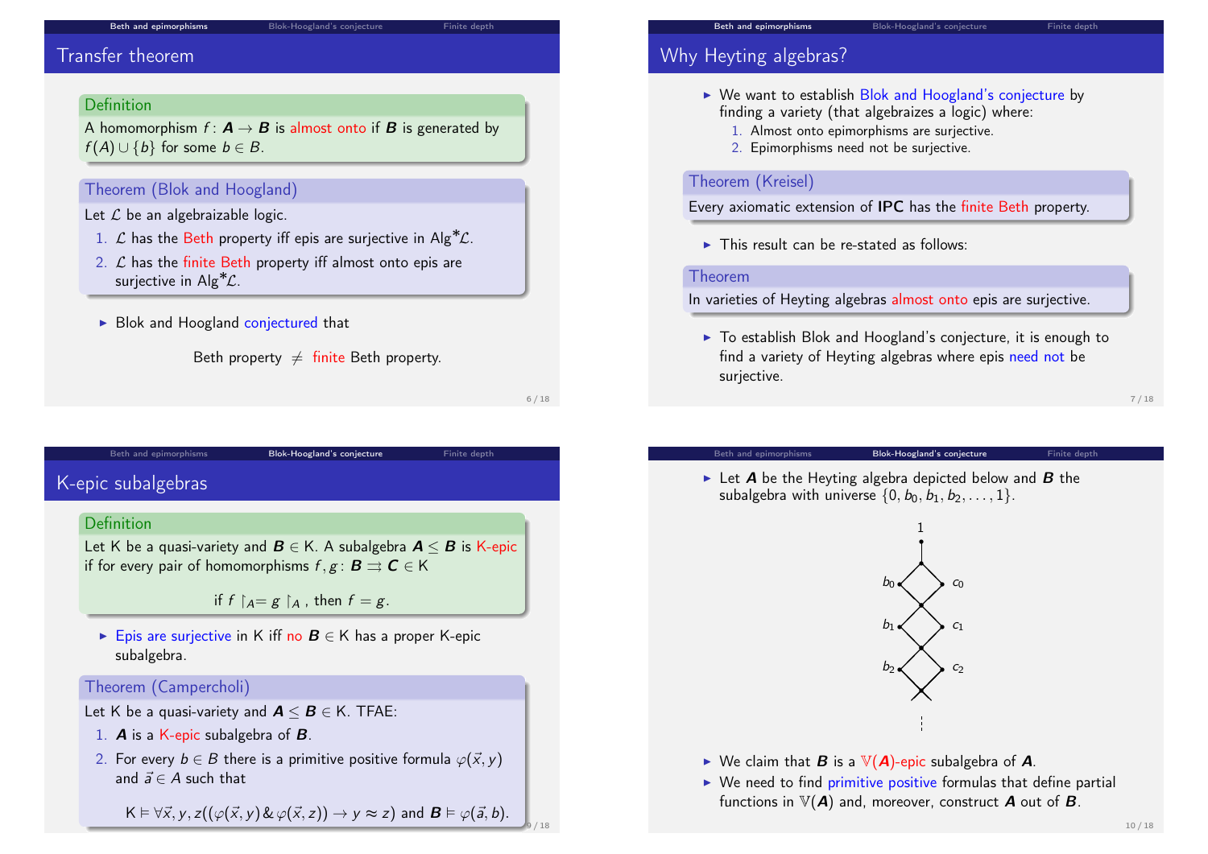## Transfer theorem

**Definition**

A homomorphism $f\colon \boldsymbol{A} \to \boldsymbol{B}$ is almost onto if $\boldsymbol{B}$ is generated by $f(A) \cup \{b\}$ for some $b \in B$.

**Theorem (Blok and Hoogland)**

Let $\mathcal{L}$ be an algebraizable logic.

1. $\mathcal{L}$ has the Beth property iff epis are surjective in $\mathsf{Alg}^*\mathcal{L}$.
2. $\mathcal{L}$ has the finite Beth property iff almost onto epis are surjective in $\mathsf{Alg}^*\mathcal{L}$.

- Blok and Hoogland conjectured that

Beth property $\neq$ finite Beth property.

## Why Heyting algebras?

- We want to establish Blok and Hoogland's conjecture by finding a variety (that algebraizes a logic) where:
  1. Almost onto epimorphisms are surjective.
  2. Epimorphisms need not be surjective.

**Theorem (Kreisel)**

Every axiomatic extension of **IPC** has the finite Beth property.

- This result can be re-stated as follows:

**Theorem**

In varieties of Heyting algebras almost onto epis are surjective.

- To establish Blok and Hoogland's conjecture, it is enough to find a variety of Heyting algebras where epis need not be surjective.

## K-epic subalgebras

**Definition**

Let K be a quasi-variety and $\boldsymbol{B} \in$ K. A subalgebra $\boldsymbol{A} \leq \boldsymbol{B}$ is K-epic if for every pair of homomorphisms $f, g\colon \boldsymbol{B} \rightrightarrows \boldsymbol{C} \in$ K

$$\text{if } f\restriction_A = g\restriction_A\text{, then } f = g.$$

- Epis are surjective in K iff no $\boldsymbol{B} \in$ K has a proper K-epic subalgebra.

**Theorem (Campercholi)**

Let K be a quasi-variety and $\boldsymbol{A} \leq \boldsymbol{B} \in$ K. TFAE:

1. $\boldsymbol{A}$ is a K-epic subalgebra of $\boldsymbol{B}$.
2. For every $b \in B$ there is a primitive positive formula $\varphi(\vec{x}, y)$ and $\vec{a} \in A$ such that

$$\mathsf{K} \vDash \forall \vec{x}, y, z((\varphi(\vec{x}, y) \,\&\, \varphi(\vec{x}, z)) \to y \approx z) \text{ and } \boldsymbol{B} \vDash \varphi(\vec{a}, b).$$

---

- Let $\boldsymbol{A}$ be the Heyting algebra depicted below and $\boldsymbol{B}$ the subalgebra with universe $\{0, b_0, b_1, b_2, \ldots, 1\}$.

- We claim that $\boldsymbol{B}$ is a $\mathbb{V}(\boldsymbol{A})$-epic subalgebra of $\boldsymbol{A}$.
- We need to find primitive positive formulas that define partial functions in $\mathbb{V}(\boldsymbol{A})$ and, moreover, construct $\boldsymbol{A}$ out of $\boldsymbol{B}$.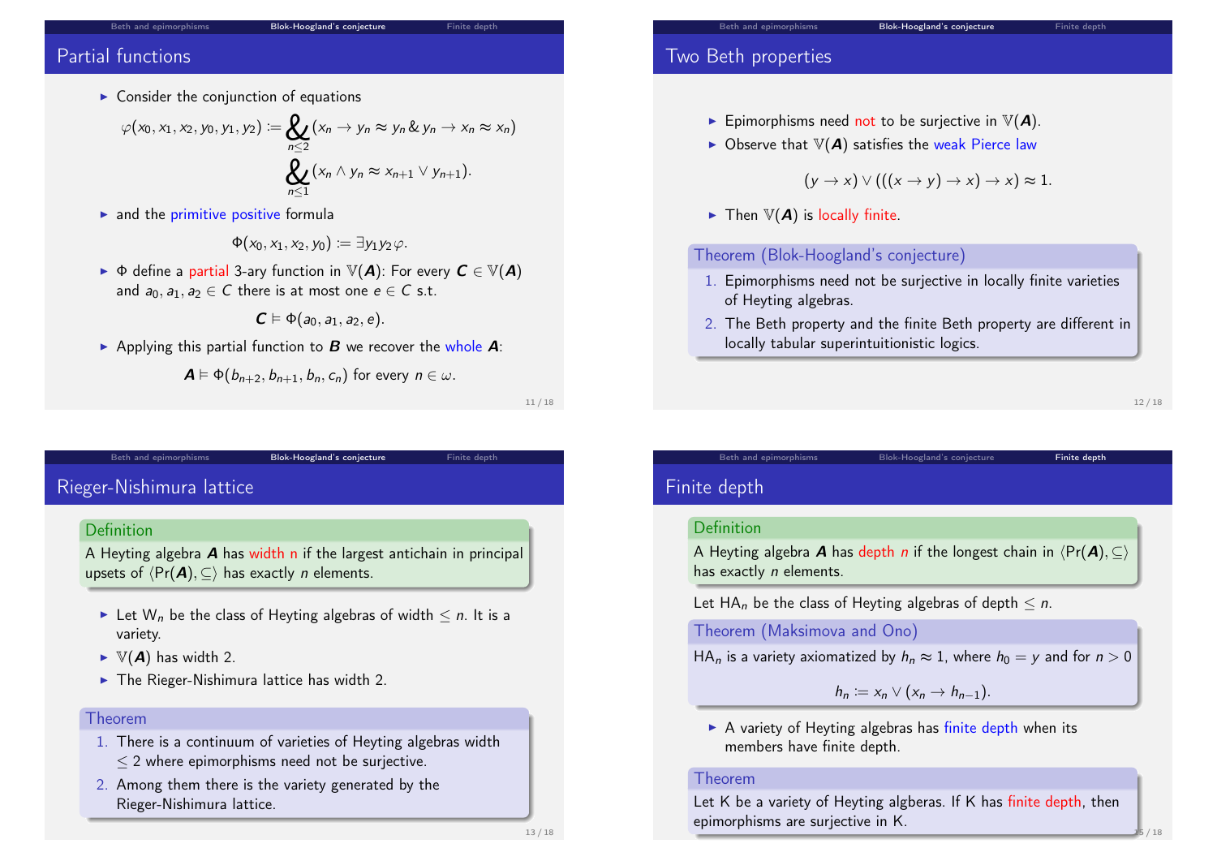## Partial functions

- Consider the conjunction of equations

$$\varphi(x_0, x_1, x_2, y_0, y_1, y_2) := \mathop{\&}_{n \leq 2} (x_n \to y_n \approx y_n \,\&\, y_n \to x_n \approx x_n)$$

$$\mathop{\&}_{n \leq 1} (x_n \wedge y_n \approx x_{n+1} \vee y_{n+1}).$$

- and the primitive positive formula

$$\Phi(x_0, x_1, x_2, y_0) := \exists y_1 y_2 \varphi.$$

- $\Phi$ define a partial 3-ary function in $\mathbb{V}(\boldsymbol{A})$: For every $\boldsymbol{C} \in \mathbb{V}(\boldsymbol{A})$ and $a_0, a_1, a_2 \in C$ there is at most one $e \in C$ s.t.

$$\boldsymbol{C} \vDash \Phi(a_0, a_1, a_2, e).$$

- Applying this partial function to $\boldsymbol{B}$ we recover the whole $\boldsymbol{A}$:

$$\boldsymbol{A} \vDash \Phi(b_{n+2}, b_{n+1}, b_n, c_n) \text{ for every } n \in \omega.$$

## Two Beth properties

- Epimorphisms need not to be surjective in $\mathbb{V}(\boldsymbol{A})$.
- Observe that $\mathbb{V}(\boldsymbol{A})$ satisfies the weak Pierce law

$$(y \to x) \vee (((x \to y) \to x) \to x) \approx 1.$$

- Then $\mathbb{V}(\boldsymbol{A})$ is locally finite.

**Theorem (Blok-Hoogland's conjecture)**

1. Epimorphisms need not be surjective in locally finite varieties of Heyting algebras.
2. The Beth property and the finite Beth property are different in locally tabular superintuitionistic logics.

## Rieger-Nishimura lattice

**Definition**

A Heyting algebra $\boldsymbol{A}$ has width $n$ if the largest antichain in principal upsets of $\langle \Pr(\boldsymbol{A}), \subseteq \rangle$ has exactly $n$ elements.

- Let $\mathsf{W}_n$ be the class of Heyting algebras of width $\leq n$. It is a variety.
- $\mathbb{V}(\boldsymbol{A})$ has width 2.
- The Rieger-Nishimura lattice has width 2.

**Theorem**

1. There is a continuum of varieties of Heyting algebras width $\leq 2$ where epimorphisms need not be surjective.
2. Among them there is the variety generated by the Rieger-Nishimura lattice.

## Finite depth

**Definition**

A Heyting algebra $\boldsymbol{A}$ has depth $n$ if the longest chain in $\langle \Pr(\boldsymbol{A}), \subseteq \rangle$ has exactly $n$ elements.

Let $\mathsf{HA}_n$ be the class of Heyting algebras of depth $\leq n$.

**Theorem (Maksimova and Ono)**

$\mathsf{HA}_n$ is a variety axiomatized by $h_n \approx 1$, where $h_0 = y$ and for $n > 0$

$$h_n := x_n \vee (x_n \to h_{n-1}).$$

- A variety of Heyting algebras has finite depth when its members have finite depth.

**Theorem**

Let $\mathsf{K}$ be a variety of Heyting algberas. If $\mathsf{K}$ has finite depth, then epimorphisms are surjective in $\mathsf{K}$.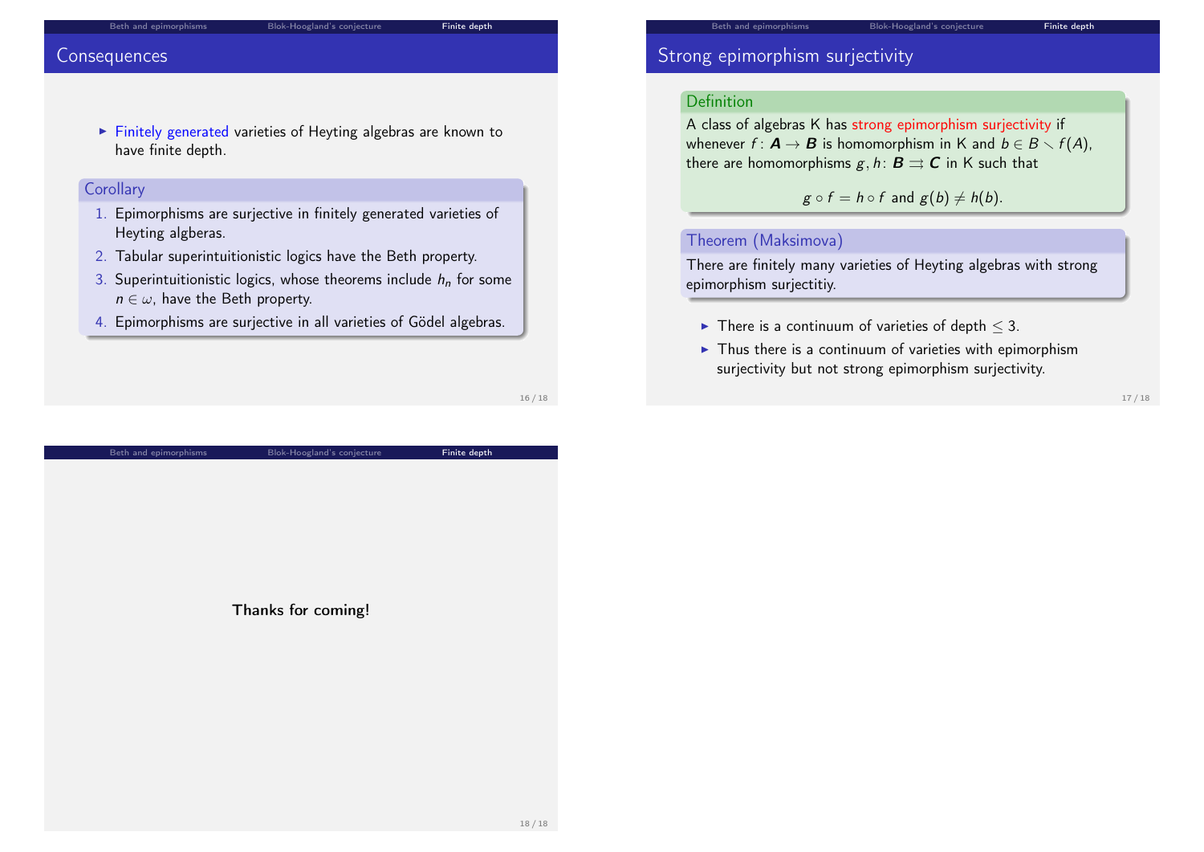## Consequences

- Finitely generated varieties of Heyting algebras are known to have finite depth.

**Corollary**

1. Epimorphisms are surjective in finitely generated varieties of Heyting algberas.
2. Tabular superintuitionistic logics have the Beth property.
3. Superintuitionistic logics, whose theorems include $h_n$ for some $n \in \omega$, have the Beth property.
4. Epimorphisms are surjective in all varieties of Gödel algebras.

## Strong epimorphism surjectivity

**Definition**

A class of algebras K has strong epimorphism surjectivity if whenever $f \colon \boldsymbol{A} \to \boldsymbol{B}$ is homomorphism in K and $b \in B \smallsetminus f(A)$, there are homomorphisms $g, h \colon \boldsymbol{B} \rightrightarrows \boldsymbol{C}$ in K such that

$$g \circ f = h \circ f \text{ and } g(b) \neq h(b).$$

**Theorem (Maksimova)**

There are finitely many varieties of Heyting algebras with strong epimorphism surjectitiy.

- There is a continuum of varieties of depth $\leq 3$.
- Thus there is a continuum of varieties with epimorphism surjectivity but not strong epimorphism surjectivity.

**Thanks for coming!**